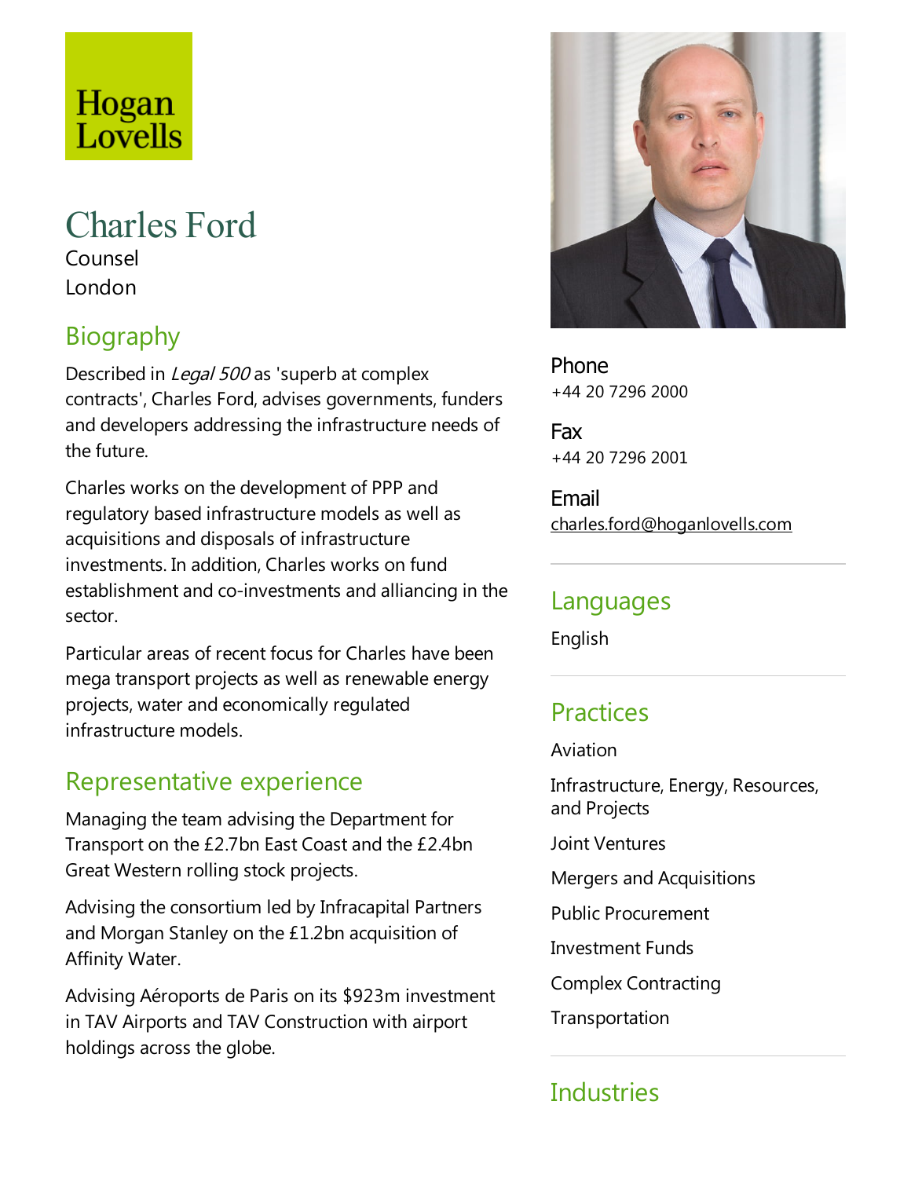Hogan Lovells

# Charles Ford

Counsel

London

## Biography

Described in *Legal 500* as 'superb at complex contracts', Charles Ford, advises governments, funders and developers addressing the infrastructure needs of the future.

Charles works on the development of PPP and regulatory based infrastructure models as well as acquisitions and disposals of infrastructure investments. In addition, Charles works on fund establishment and co-investments and alliancing in the sector.

Particular areas of recent focus for Charles have been mega transport projects as well as renewable energy projects, water and economically regulated infrastructure models.

## Representative experience

Managing the team advising the Department for Transport on the £2.7bn East Coast and the £2.4bn Great Western rolling stock projects.

Advising the consortium led by Infracapital Partners and Morgan Stanley on the £1.2bn acquisition of Affinity Water.

Advising Aéroports de Paris on its $923m investment in TAV Airports and TAV Construction with airport holdings across the globe.

**Phone**
+44 20 7296 2000

**Fax**
+44 20 7296 2001

**Email**
charles.ford@hoganlovells.com

## Languages

English

## Practices

Aviation

Infrastructure, Energy, Resources, and Projects

Joint Ventures

Mergers and Acquisitions

Public Procurement

Investment Funds

Complex Contracting

Transportation

## Industries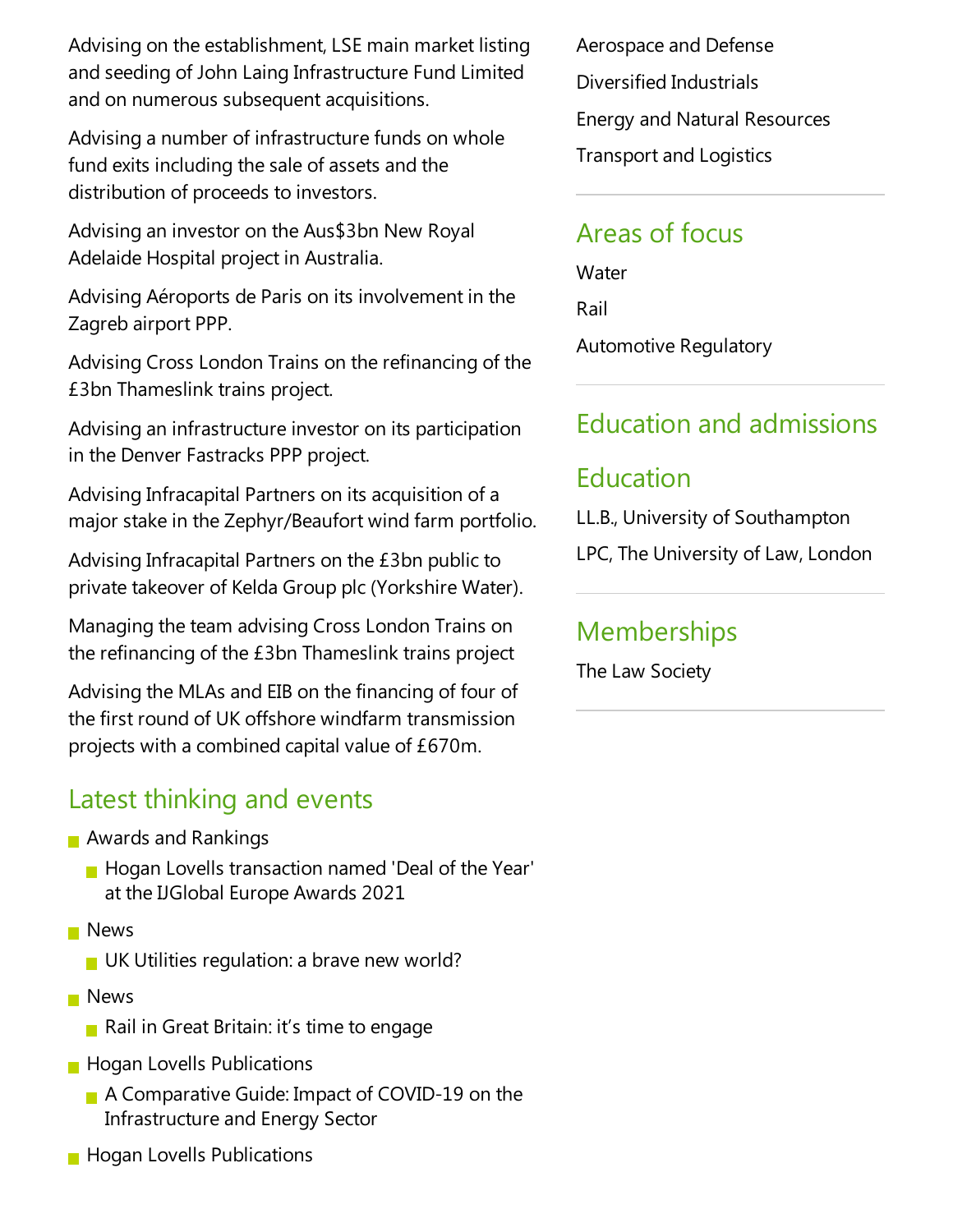Advising on the establishment, LSE main market listing and seeding of John Laing Infrastructure Fund Limited and on numerous subsequent acquisitions.

Advising a number of infrastructure funds on whole fund exits including the sale of assets and the distribution of proceeds to investors.

Advising an investor on the Aus$3bn New Royal Adelaide Hospital project in Australia.

Advising Aéroports de Paris on its involvement in the Zagreb airport PPP.

Advising Cross London Trains on the refinancing of the £3bn Thameslink trains project.

Advising an infrastructure investor on its participation in the Denver Fastracks PPP project.

Advising Infracapital Partners on its acquisition of a major stake in the Zephyr/Beaufort wind farm portfolio.

Advising Infracapital Partners on the £3bn public to private takeover of Kelda Group plc (Yorkshire Water).

Managing the team advising Cross London Trains on the refinancing of the £3bn Thameslink trains project

Advising the MLAs and EIB on the financing of four of the first round of UK offshore windfarm transmission projects with a combined capital value of £670m.

## Latest thinking and events

- Awards and Rankings
  - Hogan Lovells transaction named 'Deal of the Year' at the IJGlobal Europe Awards 2021
- News
  - UK Utilities regulation: a brave new world?
- News
  - Rail in Great Britain: it’s time to engage
- Hogan Lovells Publications
  - A Comparative Guide: Impact of COVID-19 on the Infrastructure and Energy Sector
- Hogan Lovells Publications

Aerospace and Defense

Diversified Industrials

Energy and Natural Resources

Transport and Logistics

## Areas of focus

Water

Rail

Automotive Regulatory

## Education and admissions

## Education

LL.B., University of Southampton

LPC, The University of Law, London

## Memberships

The Law Society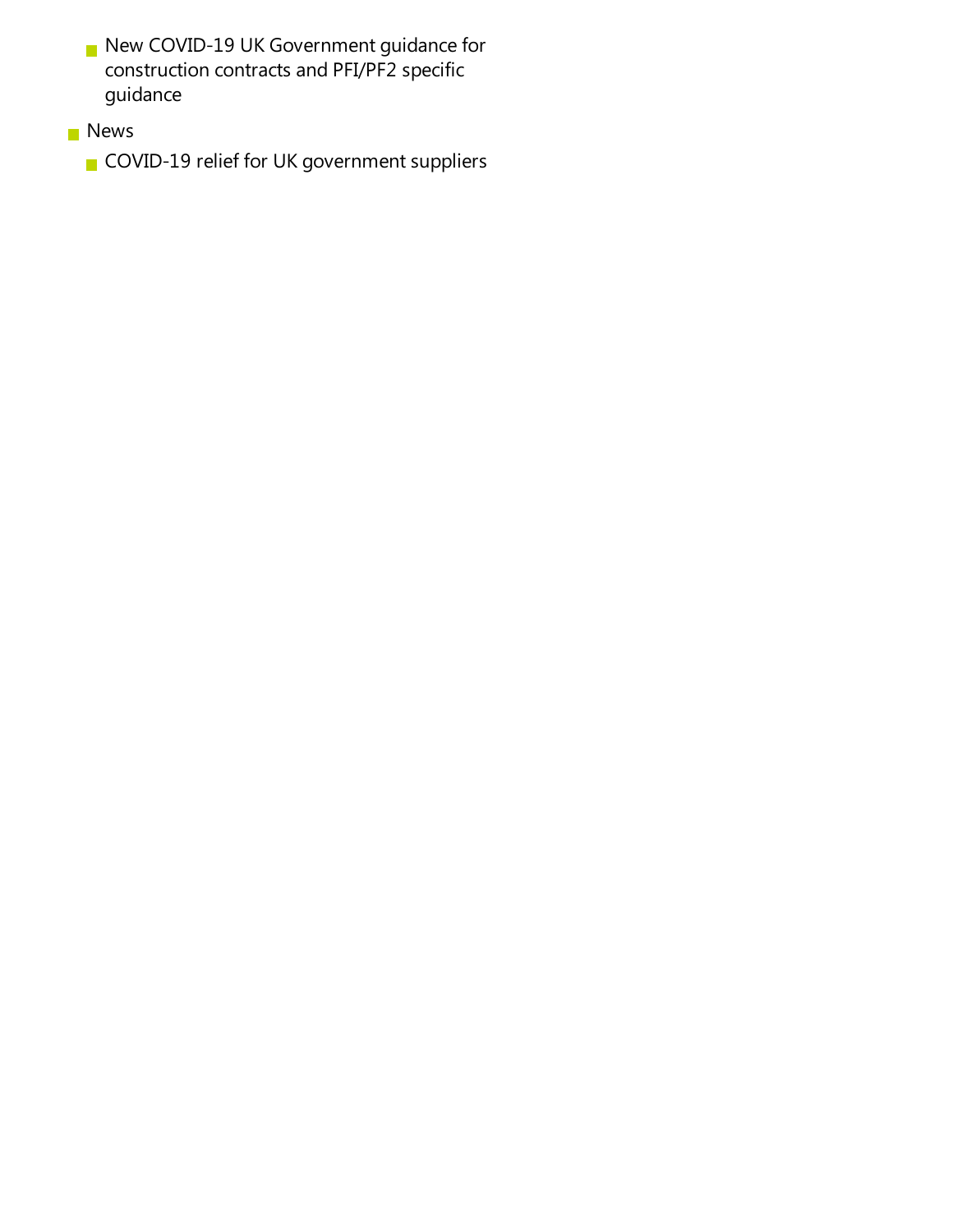- New COVID-19 UK Government guidance for construction contracts and PFI/PF2 specific guidance
- News
  - COVID-19 relief for UK government suppliers